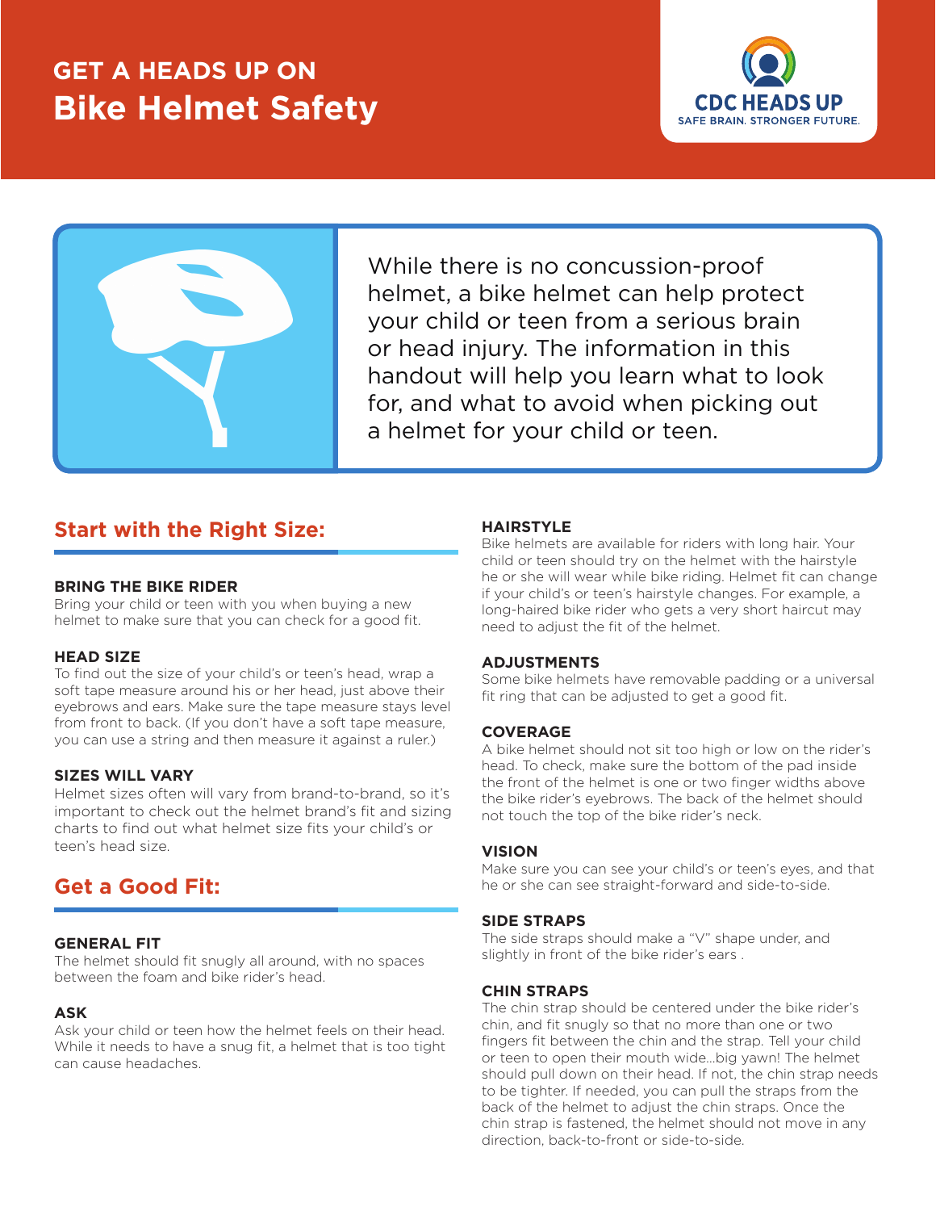# GET A HEADS UP ON Bike Helmet Safety

CDC HEADS UP
SAFE BRAIN. STRONGER FUTURE.

While there is no concussion-proof helmet, a bike helmet can help protect your child or teen from a serious brain or head injury. The information in this handout will help you learn what to look for, and what to avoid when picking out a helmet for your child or teen.

## Start with the Right Size:

### BRING THE BIKE RIDER

Bring your child or teen with you when buying a new helmet to make sure that you can check for a good fit.

### HEAD SIZE

To find out the size of your child's or teen's head, wrap a soft tape measure around his or her head, just above their eyebrows and ears. Make sure the tape measure stays level from front to back. (If you don't have a soft tape measure, you can use a string and then measure it against a ruler.)

### SIZES WILL VARY

Helmet sizes often will vary from brand-to-brand, so it's important to check out the helmet brand's fit and sizing charts to find out what helmet size fits your child's or teen's head size.

## Get a Good Fit:

### GENERAL FIT

The helmet should fit snugly all around, with no spaces between the foam and bike rider's head.

### ASK

Ask your child or teen how the helmet feels on their head. While it needs to have a snug fit, a helmet that is too tight can cause headaches.

### HAIRSTYLE

Bike helmets are available for riders with long hair. Your child or teen should try on the helmet with the hairstyle he or she will wear while bike riding. Helmet fit can change if your child's or teen's hairstyle changes. For example, a long-haired bike rider who gets a very short haircut may need to adjust the fit of the helmet.

### ADJUSTMENTS

Some bike helmets have removable padding or a universal fit ring that can be adjusted to get a good fit.

### COVERAGE

A bike helmet should not sit too high or low on the rider's head. To check, make sure the bottom of the pad inside the front of the helmet is one or two finger widths above the bike rider's eyebrows. The back of the helmet should not touch the top of the bike rider's neck.

### VISION

Make sure you can see your child's or teen's eyes, and that he or she can see straight-forward and side-to-side.

### SIDE STRAPS

The side straps should make a "V" shape under, and slightly in front of the bike rider's ears .

### CHIN STRAPS

The chin strap should be centered under the bike rider's chin, and fit snugly so that no more than one or two fingers fit between the chin and the strap. Tell your child or teen to open their mouth wide...big yawn! The helmet should pull down on their head. If not, the chin strap needs to be tighter. If needed, you can pull the straps from the back of the helmet to adjust the chin straps. Once the chin strap is fastened, the helmet should not move in any direction, back-to-front or side-to-side.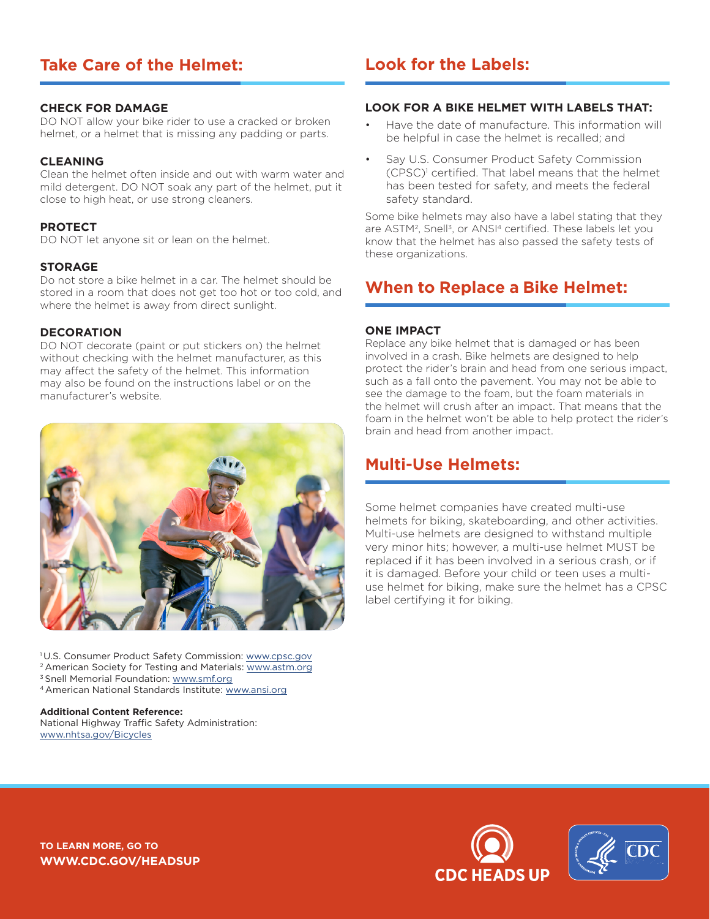## Take Care of the Helmet:

### CHECK FOR DAMAGE

DO NOT allow your bike rider to use a cracked or broken helmet, or a helmet that is missing any padding or parts.

### CLEANING

Clean the helmet often inside and out with warm water and mild detergent. DO NOT soak any part of the helmet, put it close to high heat, or use strong cleaners.

### PROTECT

DO NOT let anyone sit or lean on the helmet.

### STORAGE

Do not store a bike helmet in a car. The helmet should be stored in a room that does not get too hot or too cold, and where the helmet is away from direct sunlight.

### DECORATION

DO NOT decorate (paint or put stickers on) the helmet without checking with the helmet manufacturer, as this may affect the safety of the helmet. This information may also be found on the instructions label or on the manufacturer's website.

[1] U.S. Consumer Product Safety Commission: www.cpsc.gov
[2] American Society for Testing and Materials: www.astm.org
[3] Snell Memorial Foundation: www.smf.org
[4] American National Standards Institute: www.ansi.org

**Additional Content Reference:**
National Highway Traffic Safety Administration: www.nhtsa.gov/Bicycles

## Look for the Labels:

### LOOK FOR A BIKE HELMET WITH LABELS THAT:

- Have the date of manufacture. This information will be helpful in case the helmet is recalled; and
- Say U.S. Consumer Product Safety Commission (CPSC)[1] certified. That label means that the helmet has been tested for safety, and meets the federal safety standard.

Some bike helmets may also have a label stating that they are ASTM[2], Snell[3], or ANSI[4] certified. These labels let you know that the helmet has also passed the safety tests of these organizations.

## When to Replace a Bike Helmet:

### ONE IMPACT

Replace any bike helmet that is damaged or has been involved in a crash. Bike helmets are designed to help protect the rider's brain and head from one serious impact, such as a fall onto the pavement. You may not be able to see the damage to the foam, but the foam materials in the helmet will crush after an impact. That means that the foam in the helmet won't be able to help protect the rider's brain and head from another impact.

## Multi-Use Helmets:

Some helmet companies have created multi-use helmets for biking, skateboarding, and other activities. Multi-use helmets are designed to withstand multiple very minor hits; however, a multi-use helmet MUST be replaced if it has been involved in a serious crash, or if it is damaged. Before your child or teen uses a multi-use helmet for biking, make sure the helmet has a CPSC label certifying it for biking.

**TO LEARN MORE, GO TO**
**WWW.CDC.GOV/HEADSUP**

CDC HEADS UP